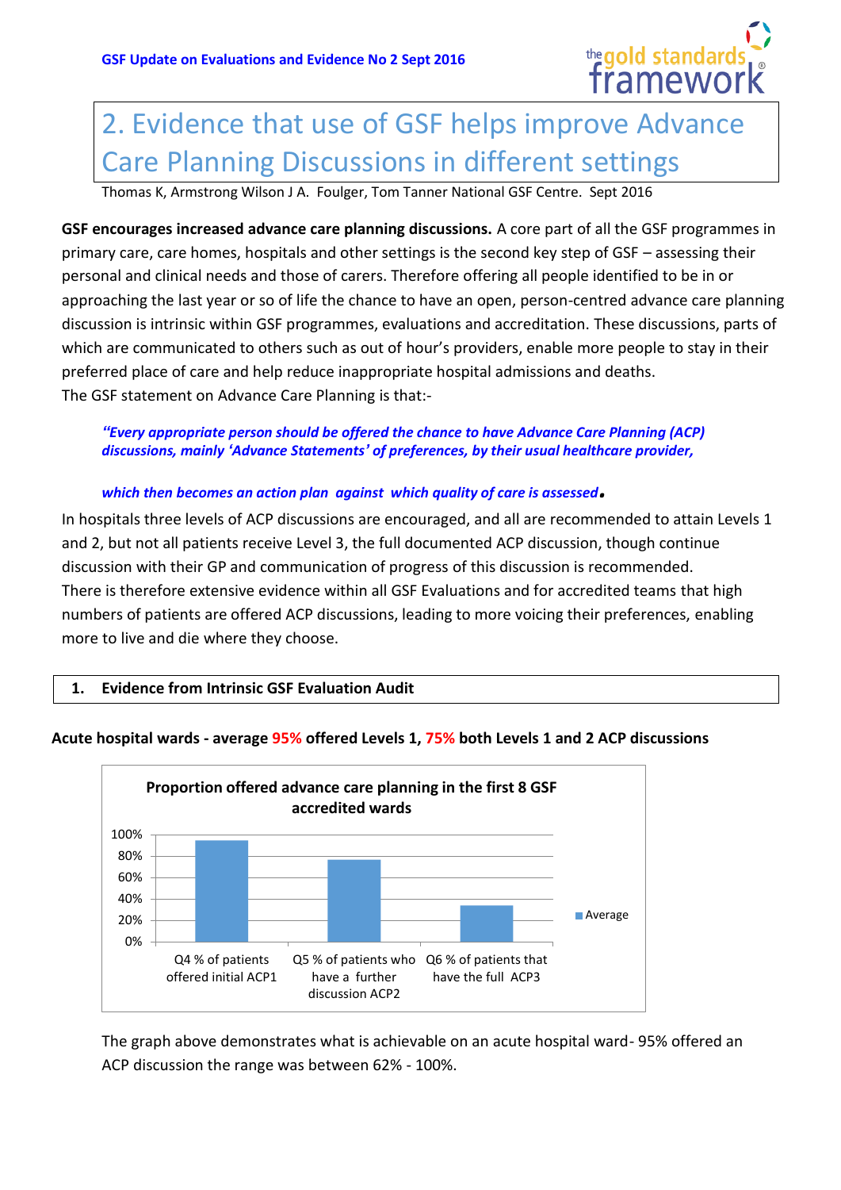GSF Update on Evaluations and Evidence No 2 Sept 2016

# 2. Evidence that use of GSF helps improve Advance Care Planning Discussions in different settings

Thomas K, Armstrong Wilson J A. Foulger, Tom Tanner National GSF Centre. Sept 2016

**GSF encourages increased advance care planning discussions.** A core part of all the GSF programmes in primary care, care homes, hospitals and other settings is the second key step of GSF – assessing their personal and clinical needs and those of carers. Therefore offering all people identified to be in or approaching the last year or so of life the chance to have an open, person-centred advance care planning discussion is intrinsic within GSF programmes, evaluations and accreditation. These discussions, parts of which are communicated to others such as out of hour's providers, enable more people to stay in their preferred place of care and help reduce inappropriate hospital admissions and deaths.
The GSF statement on Advance Care Planning is that:-

> ***"Every appropriate person should be offered the chance to have Advance Care Planning (ACP) discussions, mainly 'Advance Statements' of preferences, by their usual healthcare provider,***
>
> ***which then becomes an action plan against which quality of care is assessed.***

In hospitals three levels of ACP discussions are encouraged, and all are recommended to attain Levels 1 and 2, but not all patients receive Level 3, the full documented ACP discussion, though continue discussion with their GP and communication of progress of this discussion is recommended.
There is therefore extensive evidence within all GSF Evaluations and for accredited teams that high numbers of patients are offered ACP discussions, leading to more voicing their preferences, enabling more to live and die where they choose.

## 1. Evidence from Intrinsic GSF Evaluation Audit

**Acute hospital wards - average 95% offered Levels 1, 75% both Levels 1 and 2 ACP discussions**

**Proportion offered advance care planning in the first 8 GSF accredited wards**

| | Average |
|---|---|
| Q4 % of patients offered initial ACP1 | ~95% |
| Q5 % of patients who have a further discussion ACP2 | ~77% |
| Q6 % of patients that have the full ACP3 | ~34% |

The graph above demonstrates what is achievable on an acute hospital ward- 95% offered an ACP discussion the range was between 62% - 100%.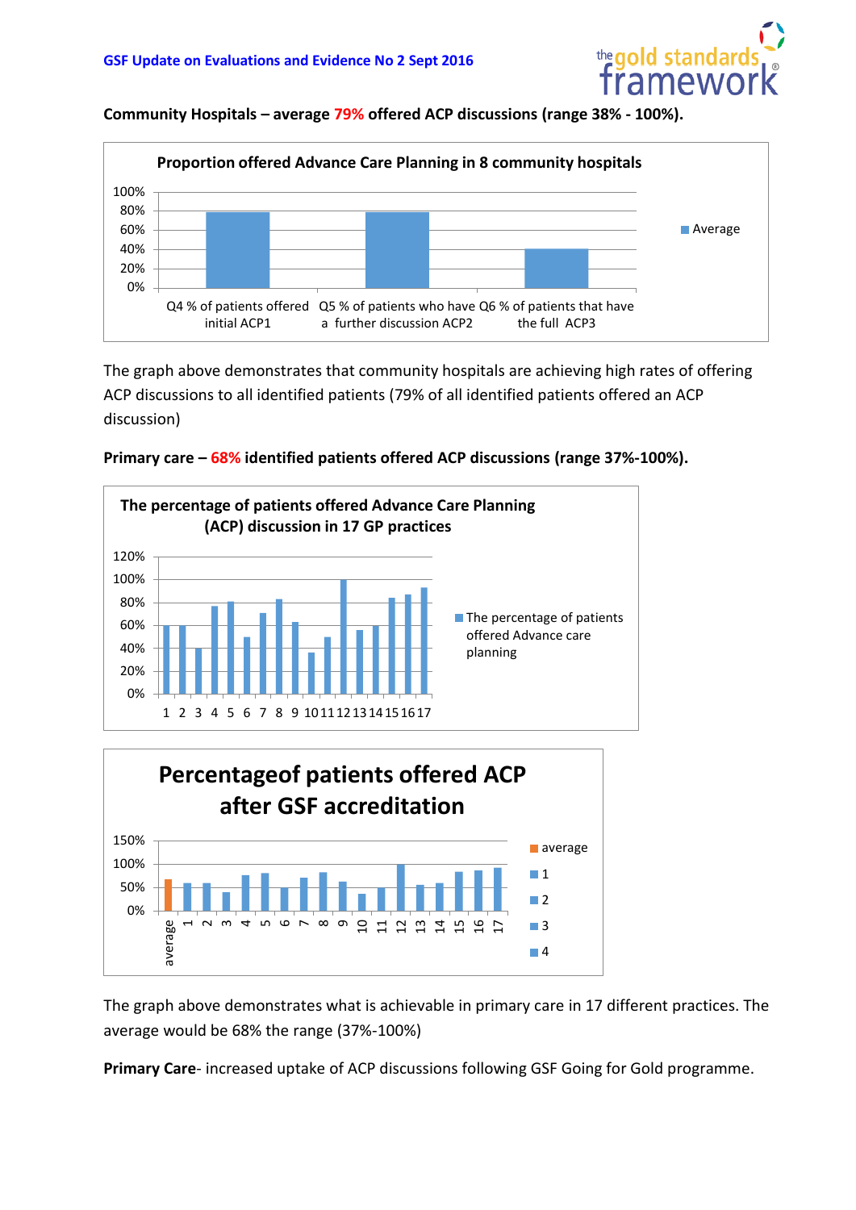**Community Hospitals – average 79% offered ACP discussions (range 38% - 100%).**

The graph above demonstrates that community hospitals are achieving high rates of offering ACP discussions to all identified patients (79% of all identified patients offered an ACP discussion)

**Primary care – 68% identified patients offered ACP discussions (range 37%-100%).**

The graph above demonstrates what is achievable in primary care in 17 different practices. The average would be 68% the range (37%-100%)

**Primary Care**- increased uptake of ACP discussions following GSF Going for Gold programme.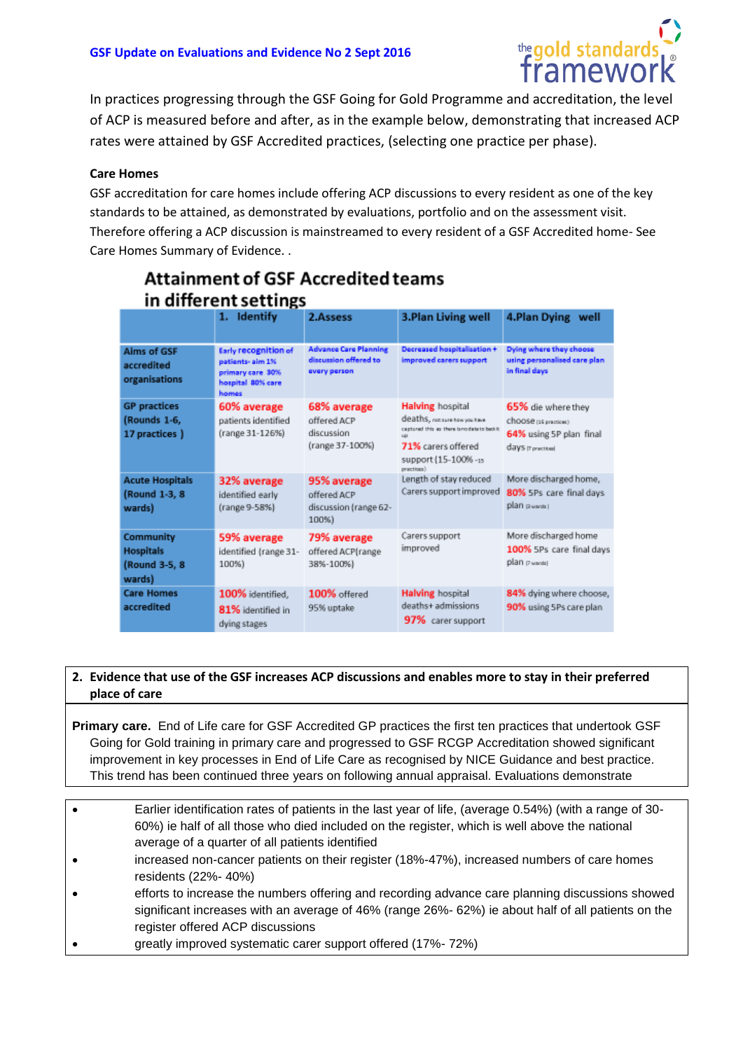In practices progressing through the GSF Going for Gold Programme and accreditation, the level of ACP is measured before and after, as in the example below, demonstrating that increased ACP rates were attained by GSF Accredited practices, (selecting one practice per phase).

**Care Homes**

GSF accreditation for care homes include offering ACP discussions to every resident as one of the key standards to be attained, as demonstrated by evaluations, portfolio and on the assessment visit. Therefore offering a ACP discussion is mainstreamed to every resident of a GSF Accredited home- See Care Homes Summary of Evidence. .

**Attainment of GSF Accredited teams in different settings**

| | 1. Identify | 2.Assess | 3.Plan Living well | 4.Plan Dying well |
|---|---|---|---|---|
| Aims of GSF accredited organisations | Early recognition of patients- aim 1% primary care 30% hospital 80% care homes | Advance Care Planning discussion offered to every person | Decreased hospitalisation + improved carers support | Dying where they choose using personalised care plan in final days |
| GP practices (Rounds 1-6, 17 practices ) | 60% average patients identified (range 31-126%) | 68% average offered ACP discussion (range 37-100%) | Halving hospital deaths, not sure how you have captured this as there is no data to back up 71% carers offered support (15-100% - 15 practices) | 65% die where they choose (15 practices) 64% using 5P plan final days (7 practices) |
| Acute Hospitals (Round 1-3, 8 wards) | 32% average identified early (range 9-58%) | 95% average offered ACP discussion (range 62-100%) | Length of stay reduced Carers support improved | More discharged home, 80% 5Ps care final days plan (8 wards) |
| Community Hospitals (Round 3-5, 8 wards) | 59% average identified (range 31-100%) | 79% average offered ACP(range 38%-100%) | Carers support improved | More discharged home 100% 5Ps care final days plan (7 wards) |
| Care Homes accredited | 100% identified, 81% identified in dying stages | 100% offered 95% uptake | Halving hospital deaths+ admissions 97% carer support | 84% dying where choose, 90% using 5Ps care plan |

**2. Evidence that use of the GSF increases ACP discussions and enables more to stay in their preferred place of care**

**Primary care.** End of Life care for GSF Accredited GP practices the first ten practices that undertook GSF Going for Gold training in primary care and progressed to GSF RCGP Accreditation showed significant improvement in key processes in End of Life Care as recognised by NICE Guidance and best practice. This trend has been continued three years on following annual appraisal. Evaluations demonstrate

- Earlier identification rates of patients in the last year of life, (average 0.54%) (with a range of 30-60%) ie half of all those who died included on the register, which is well above the national average of a quarter of all patients identified
- increased non-cancer patients on their register (18%-47%), increased numbers of care homes residents (22%- 40%)
- efforts to increase the numbers offering and recording advance care planning discussions showed significant increases with an average of 46% (range 26%- 62%) ie about half of all patients on the register offered ACP discussions
- greatly improved systematic carer support offered (17%- 72%)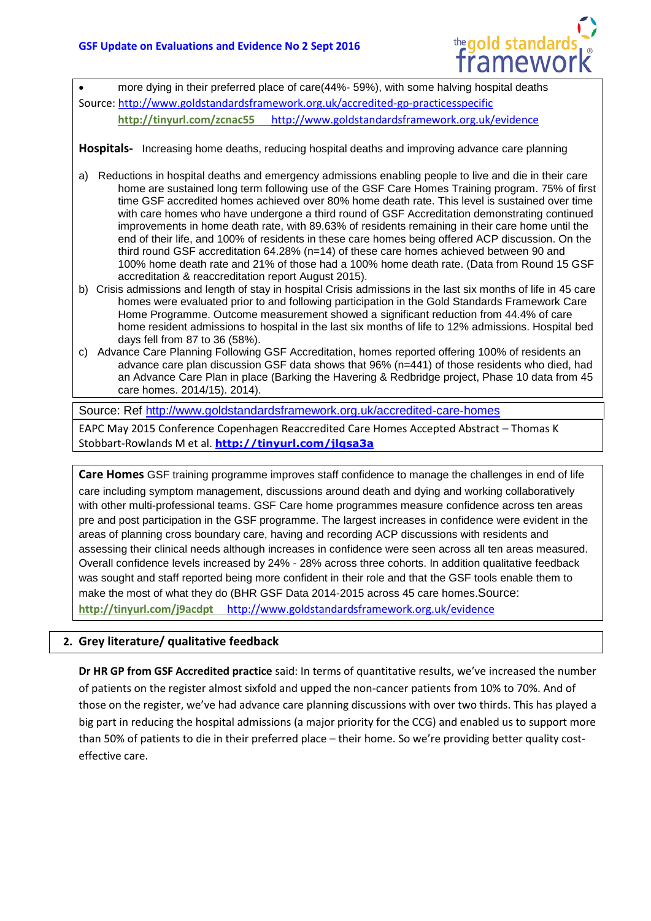- more dying in their preferred place of care(44%- 59%), with some halving hospital deaths

Source: http://www.goldstandardsframework.org.uk/accredited-gp-practicesspecific
**http://tinyurl.com/zcnac55** http://www.goldstandardsframework.org.uk/evidence

**Hospitals-** Increasing home deaths, reducing hospital deaths and improving advance care planning

a) Reductions in hospital deaths and emergency admissions enabling people to live and die in their care home are sustained long term following use of the GSF Care Homes Training program. 75% of first time GSF accredited homes achieved over 80% home death rate. This level is sustained over time with care homes who have undergone a third round of GSF Accreditation demonstrating continued improvements in home death rate, with 89.63% of residents remaining in their care home until the end of their life, and 100% of residents in these care homes being offered ACP discussion. On the third round GSF accreditation 64.28% (n=14) of these care homes achieved between 90 and 100% home death rate and 21% of those had a 100% home death rate. (Data from Round 15 GSF accreditation & reaccreditation report August 2015).
b) Crisis admissions and length of stay in hospital Crisis admissions in the last six months of life in 45 care homes were evaluated prior to and following participation in the Gold Standards Framework Care Home Programme. Outcome measurement showed a significant reduction from 44.4% of care home resident admissions to hospital in the last six months of life to 12% admissions. Hospital bed days fell from 87 to 36 (58%).
c) Advance Care Planning Following GSF Accreditation, homes reported offering 100% of residents an advance care plan discussion GSF data shows that 96% (n=441) of those residents who died, had an Advance Care Plan in place (Barking the Havering & Redbridge project, Phase 10 data from 45 care homes. 2014/15). 2014).

Source: Ref http://www.goldstandardsframework.org.uk/accredited-care-homes

EAPC May 2015 Conference Copenhagen Reaccredited Care Homes Accepted Abstract – Thomas K Stobbart-Rowlands M et al. **http://tinyurl.com/jlqsa3a**

**Care Homes** GSF training programme improves staff confidence to manage the challenges in end of life care including symptom management, discussions around death and dying and working collaboratively with other multi-professional teams. GSF Care home programmes measure confidence across ten areas pre and post participation in the GSF programme. The largest increases in confidence were evident in the areas of planning cross boundary care, having and recording ACP discussions with residents and assessing their clinical needs although increases in confidence were seen across all ten areas measured. Overall confidence levels increased by 24% - 28% across three cohorts. In addition qualitative feedback was sought and staff reported being more confident in their role and that the GSF tools enable them to make the most of what they do (BHR GSF Data 2014-2015 across 45 care homes.Source: **http://tinyurl.com/j9acdpt** http://www.goldstandardsframework.org.uk/evidence

## 2. Grey literature/ qualitative feedback

**Dr HR GP from GSF Accredited practice** said: In terms of quantitative results, we've increased the number of patients on the register almost sixfold and upped the non-cancer patients from 10% to 70%. And of those on the register, we've had advance care planning discussions with over two thirds. This has played a big part in reducing the hospital admissions (a major priority for the CCG) and enabled us to support more than 50% of patients to die in their preferred place – their home. So we're providing better quality cost-effective care.